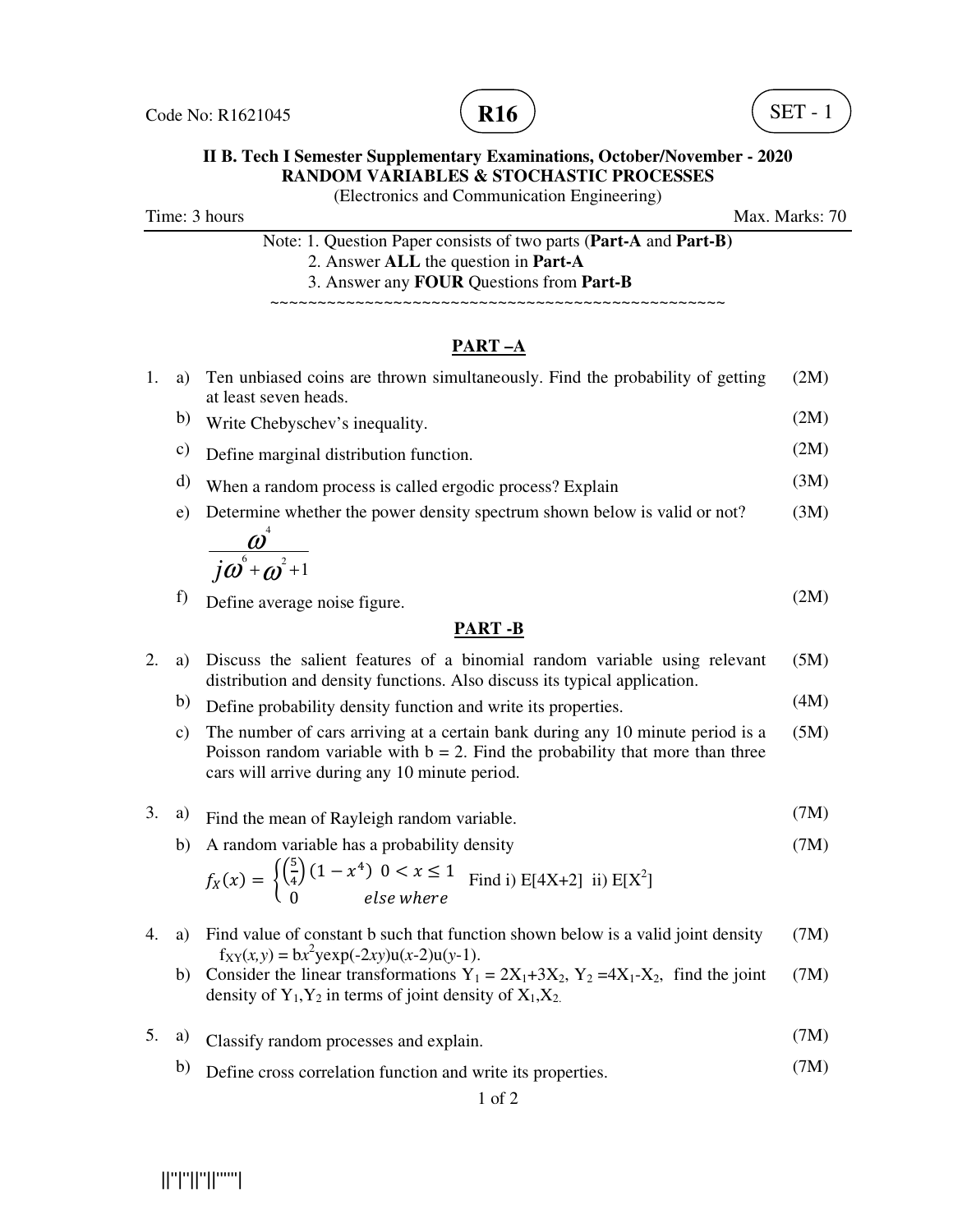Code No: R1621045 **R16** SET - 1

**II B. Tech I Semester Supplementary Examinations, October/November - 2020**
**RANDOM VARIABLES & STOCHASTIC PROCESSES**
(Electronics and Communication Engineering)

Time: 3 hours Max. Marks: 70

Note: 1. Question Paper consists of two parts (**Part-A** and **Part-B)**
2. Answer **ALL** the question in **Part-A**
3. Answer any **FOUR** Questions from **Part-B**

~~~~~~~~~~~~~~~~~~~~~~~~~~~~~~~~~~~~~~~~~~~~~~~~~~~~

## PART –A

1. a) Ten unbiased coins are thrown simultaneously. Find the probability of getting at least seven heads. (2M)

   b) Write Chebyschev's inequality. (2M)

   c) Define marginal distribution function. (2M)

   d) When a random process is called ergodic process? Explain (3M)

   e) Determine whether the power density spectrum shown below is valid or not? (3M)

   $$\frac{\omega^4}{j\omega^6 + \omega^2 + 1}$$

   f) Define average noise figure. (2M)

## PART -B

2. a) Discuss the salient features of a binomial random variable using relevant distribution and density functions. Also discuss its typical application. (5M)

   b) Define probability density function and write its properties. (4M)

   c) The number of cars arriving at a certain bank during any 10 minute period is a Poisson random variable with b = 2. Find the probability that more than three cars will arrive during any 10 minute period. (5M)

3. a) Find the mean of Rayleigh random variable. (7M)

   b) A random variable has a probability density (7M)

   $$f_X(x) = \begin{cases} \left(\frac{5}{4}\right)(1 - x^4) & 0 < x \leq 1 \\ 0 & else\ where \end{cases}$$ Find i) $E[4X+2]$ ii) $E[X^2]$

4. a) Find value of constant b such that function shown below is a valid joint density $f_{XY}(x,y) = bx^2 y\exp(-2xy)u(x-2)u(y-1)$. (7M)

   b) Consider the linear transformations $Y_1 = 2X_1+3X_2$, $Y_2 = 4X_1-X_2$, find the joint density of $Y_1,Y_2$ in terms of joint density of $X_1,X_2$. (7M)

5. a) Classify random processes and explain. (7M)

   b) Define cross correlation function and write its properties. (7M)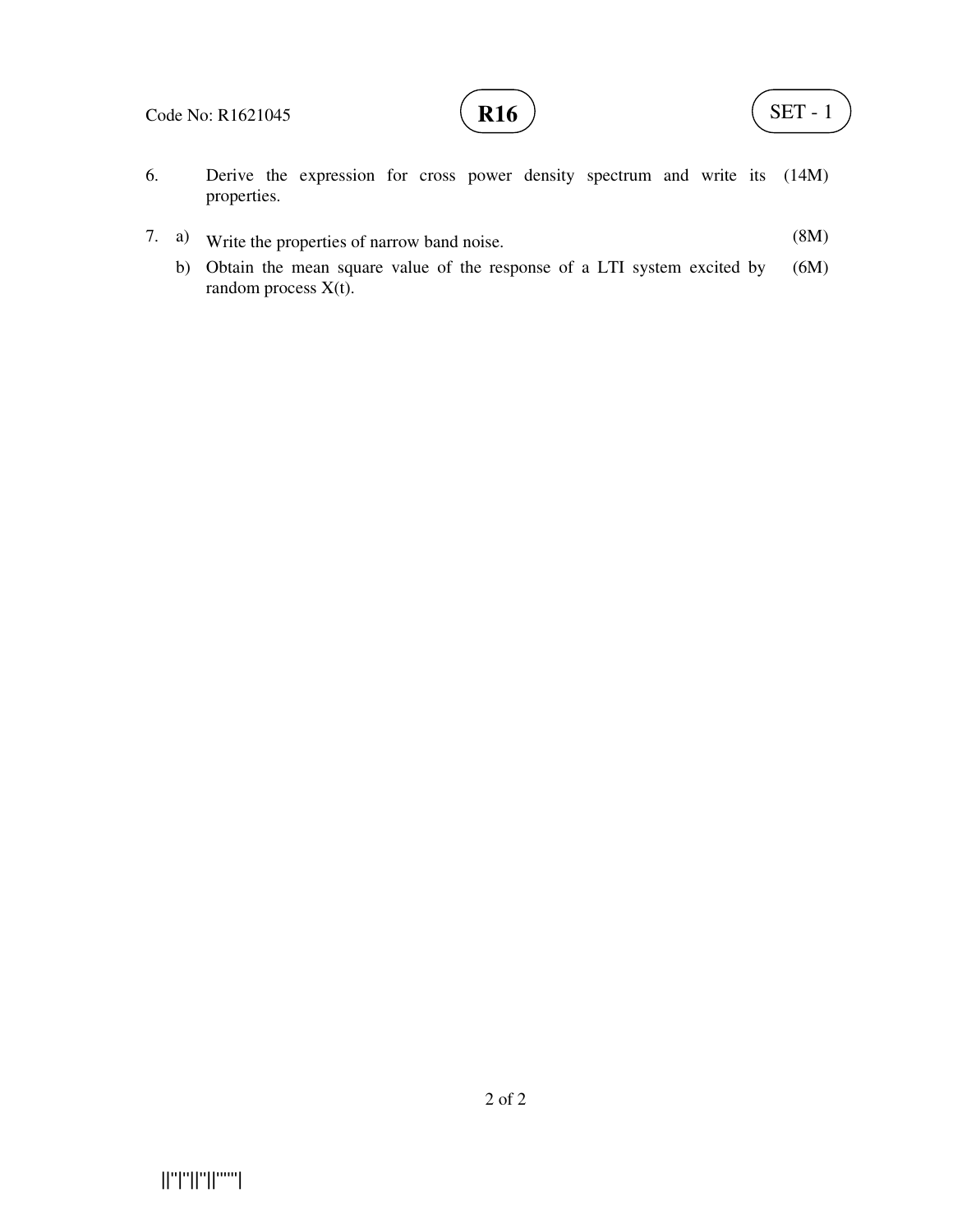6. Derive the expression for cross power density spectrum and write its properties. (14M)

7. a) Write the properties of narrow band noise. (8M)

   b) Obtain the mean square value of the response of a LTI system excited by random process $X(t)$. (6M)